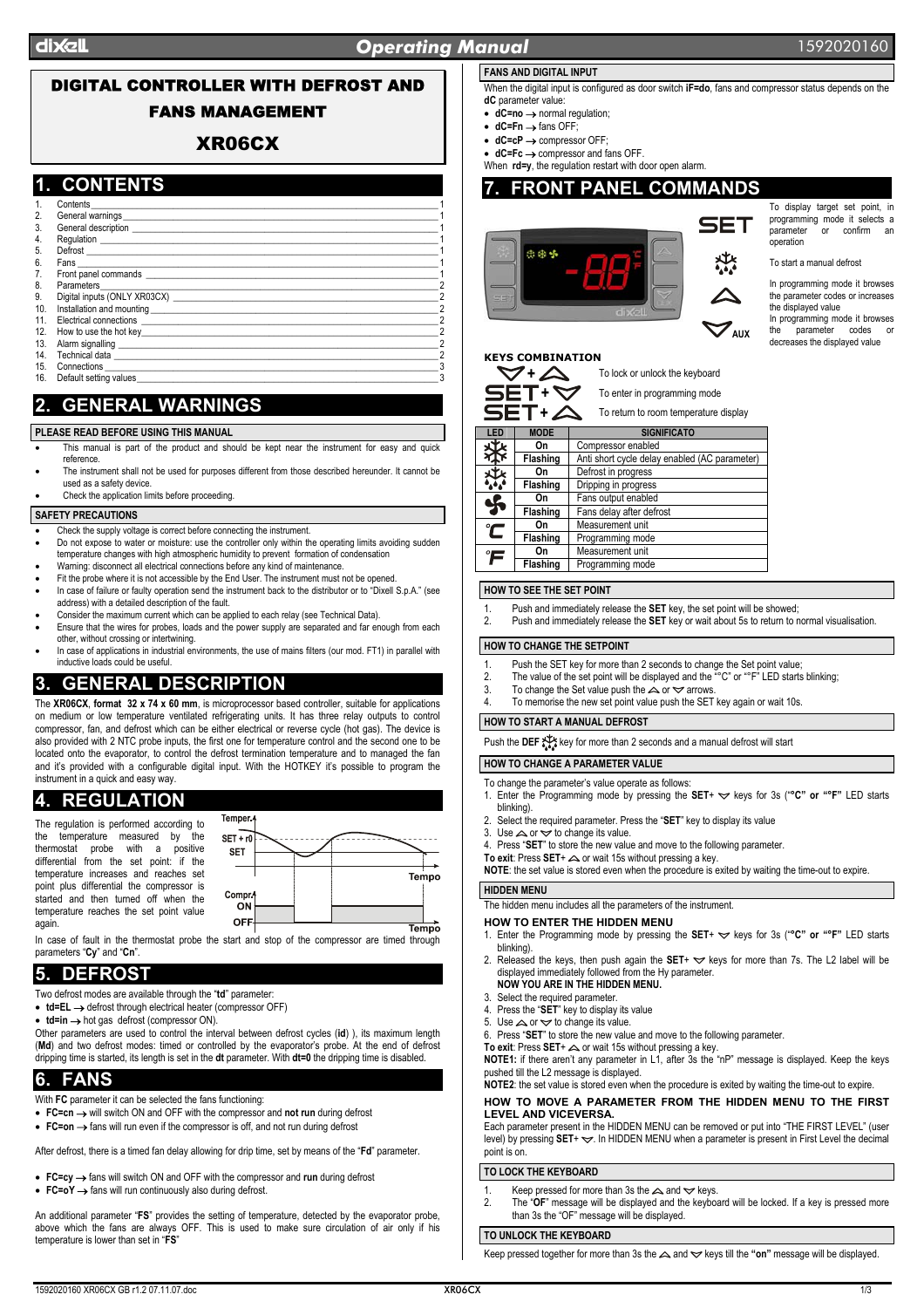# DIGITAL CONTROLLER WITH DEFROST AND FANS MANAGEMENT

# XR06CX

## 1. CONTENTS

1. Contents ... 1
2. General warnings ... 1
3. General description ... 1
4. Regulation ... 1
5. Defrost ... 1
6. Fans ... 1
7. Front panel commands ... 1
8. Parameters ... 2
9. Digital inputs (ONLY XR03CX) ... 2
10. Installation and mounting ... 2
11. Electrical connections ... 2
12. How to use the hot key ... 2
13. Alarm signalling ... 2
14. Technical data ... 2
15. Connections ... 3
16. Default setting values ... 3

## 2. GENERAL WARNINGS

### PLEASE READ BEFORE USING THIS MANUAL

- This manual is part of the product and should be kept near the instrument for easy and quick reference.
- The instrument shall not be used for purposes different from those described hereunder. It cannot be used as a safety device.
- Check the application limits before proceeding.

### SAFETY PRECAUTIONS

- Check the supply voltage is correct before connecting the instrument.
- Do not expose to water or moisture: use the controller only within the operating limits avoiding sudden temperature changes with high atmospheric humidity to prevent formation of condensation
- Warning: disconnect all electrical connections before any kind of maintenance.
- Fit the probe where it is not accessible by the End User. The instrument must not be opened.
- In case of failure or faulty operation send the instrument back to the distributor or to "Dixell S.p.A." (see address) with a detailed description of the fault.
- Consider the maximum current which can be applied to each relay (see Technical Data).
- Ensure that the wires for probes, loads and the power supply are separated and far enough from each other, without crossing or intertwining.
- In case of applications in industrial environments, the use of mains filters (our mod. FT1) in parallel with inductive loads could be useful.

## 3. GENERAL DESCRIPTION

The **XR06CX**, **format 32 x 74 x 60 mm**, is microprocessor based controller, suitable for applications on medium or low temperature ventilated refrigerating units. It has three relay outputs to control compressor, fan, and defrost which can be either electrical or reverse cycle (hot gas). The device is also provided with 2 NTC probe inputs, the first one for temperature control and the second one to be located onto the evaporator, to control the defrost termination temperature and to managed the fan and it's provided with a configurable digital input. With the HOTKEY it's possible to program the instrument in a quick and easy way.

## 4. REGULATION

The regulation is performed according to the temperature measured by the thermostat probe with a positive differential from the set point: if the temperature increases and reaches set point plus differential the compressor is started and then turned off when the temperature reaches the set point value again.

Temper. | SET + r0 | SET | Tempo | Compr. ON | OFF | Tempo

In case of fault in the thermostat probe the start and stop of the compressor are timed through parameters "**Cy**" and "**Cn**".

## 5. DEFROST

Two defrost modes are available through the "**td**" parameter:

- **td=EL** → defrost through electrical heater (compressor OFF)
- **td=in** → hot gas defrost (compressor ON).

Other parameters are used to control the interval between defrost cycles (**id**) ), its maximum length (**Md**) and two defrost modes: timed or controlled by the evaporator's probe. At the end of defrost dripping time is started, its length is set in the **dt** parameter. With **dt=0** the dripping time is disabled.

## 6. FANS

With **FC** parameter it can be selected the fans functioning:

- **FC=cn** → will switch ON and OFF with the compressor and **not run** during defrost
- **FC=on** → fans will run even if the compressor is off, and not run during defrost

After defrost, there is a timed fan delay allowing for drip time, set by means of the "**Fd**" parameter.

- **FC=cy** → fans will switch ON and OFF with the compressor and **run** during defrost
- **FC=oY** → fans will run continuously also during defrost.

An additional parameter "**FS**" provides the setting of temperature, detected by the evaporator probe, above which the fans are always OFF. This is used to make sure circulation of air only if his temperature is lower than set in "**FS**"

### FANS AND DIGITAL INPUT

When the digital input is configured as door switch **iF=do**, fans and compressor status depends on the **dC** parameter value:

- **dC=no** → normal regulation;
- **dC=Fn** → fans OFF;
- **dC=cP** → compressor OFF;
- **dC=Fc** → compressor and fans OFF.

When **rd=y**, the regulation restart with door open alarm.

## 7. FRONT PANEL COMMANDS

**SET**: To display target set point, in programming mode it selects a parameter or confirm an operation

**DEF**: To start a manual defrost

**UP**: In programming mode it browses the parameter codes or increases the displayed value

**DOWN (AUX)**: In programming mode it browses the parameter codes or decreases the displayed value

### KEYS COMBINATION

- DOWN + UP: To lock or unlock the keyboard
- SET + DOWN: To enter in programming mode
- SET + UP: To return to room temperature display

| LED | MODE | SIGNIFICATO |
|---|---|---|
| Compressor | On | Compressor enabled |
| | Flashing | Anti short cycle delay enabled (AC parameter) |
| Defrost | On | Defrost in progress |
| | Flashing | Dripping in progress |
| Fans | On | Fans output enabled |
| | Flashing | Fans delay after defrost |
| °C | On | Measurement unit |
| | Flashing | Programming mode |
| °F | On | Measurement unit |
| | Flashing | Programming mode |

### HOW TO SEE THE SET POINT

1. Push and immediately release the **SET** key, the set point will be showed;
2. Push and immediately release the **SET** key or wait about 5s to return to normal visualisation.

### HOW TO CHANGE THE SETPOINT

1. Push the SET key for more than 2 seconds to change the Set point value;
2. The value of the set point will be displayed and the "°C" or "°F" LED starts blinking;
3. To change the Set value push the UP or DOWN arrows.
4. To memorise the new set point value push the SET key again or wait 10s.

### HOW TO START A MANUAL DEFROST

Push the **DEF** key for more than 2 seconds and a manual defrost will start

### HOW TO CHANGE A PARAMETER VALUE

To change the parameter's value operate as follows:

1. Enter the Programming mode by pressing the **SET**+ DOWN keys for 3s (**"°C" or "°F"** LED starts blinking).
2. Select the required parameter. Press the "**SET**" key to display its value
3. Use UP or DOWN to change its value.
4. Press "**SET**" to store the new value and move to the following parameter.

**To exit**: Press **SET**+ UP or wait 15s without pressing a key.

**NOTE**: the set value is stored even when the procedure is exited by waiting the time-out to expire.

### HIDDEN MENU

The hidden menu includes all the parameters of the instrument.

### HOW TO ENTER THE HIDDEN MENU

1. Enter the Programming mode by pressing the **SET**+ DOWN keys for 3s (**"°C" or "°F"** LED starts blinking).
2. Released the keys, then push again the **SET**+ DOWN keys for more than 7s. The L2 label will be displayed immediately followed from the Hy parameter.
   **NOW YOU ARE IN THE HIDDEN MENU.**
3. Select the required parameter.
4. Press the "**SET**" key to display its value
5. Use UP or DOWN to change its value.
6. Press "**SET**" to store the new value and move to the following parameter.

**To exit**: Press **SET**+ UP or wait 15s without pressing a key.

**NOTE1:** if there aren't any parameter in L1, after 3s the "nP" message is displayed. Keep the keys pushed till the L2 message is displayed.

**NOTE2**: the set value is stored even when the procedure is exited by waiting the time-out to expire.

### HOW TO MOVE A PARAMETER FROM THE HIDDEN MENU TO THE FIRST LEVEL AND VICEVERSA.

Each parameter present in the HIDDEN MENU can be removed or put into "THE FIRST LEVEL" (user level) by pressing **SET**+ DOWN. In HIDDEN MENU when a parameter is present in First Level the decimal point is on.

### TO LOCK THE KEYBOARD

1. Keep pressed for more than 3s the UP and DOWN keys.
2. The "**OF**" message will be displayed and the keyboard will be locked. If a key is pressed more than 3s the "OF" message will be displayed.

### TO UNLOCK THE KEYBOARD

Keep pressed together for more than 3s the UP and DOWN keys till the **"on"** message will be displayed.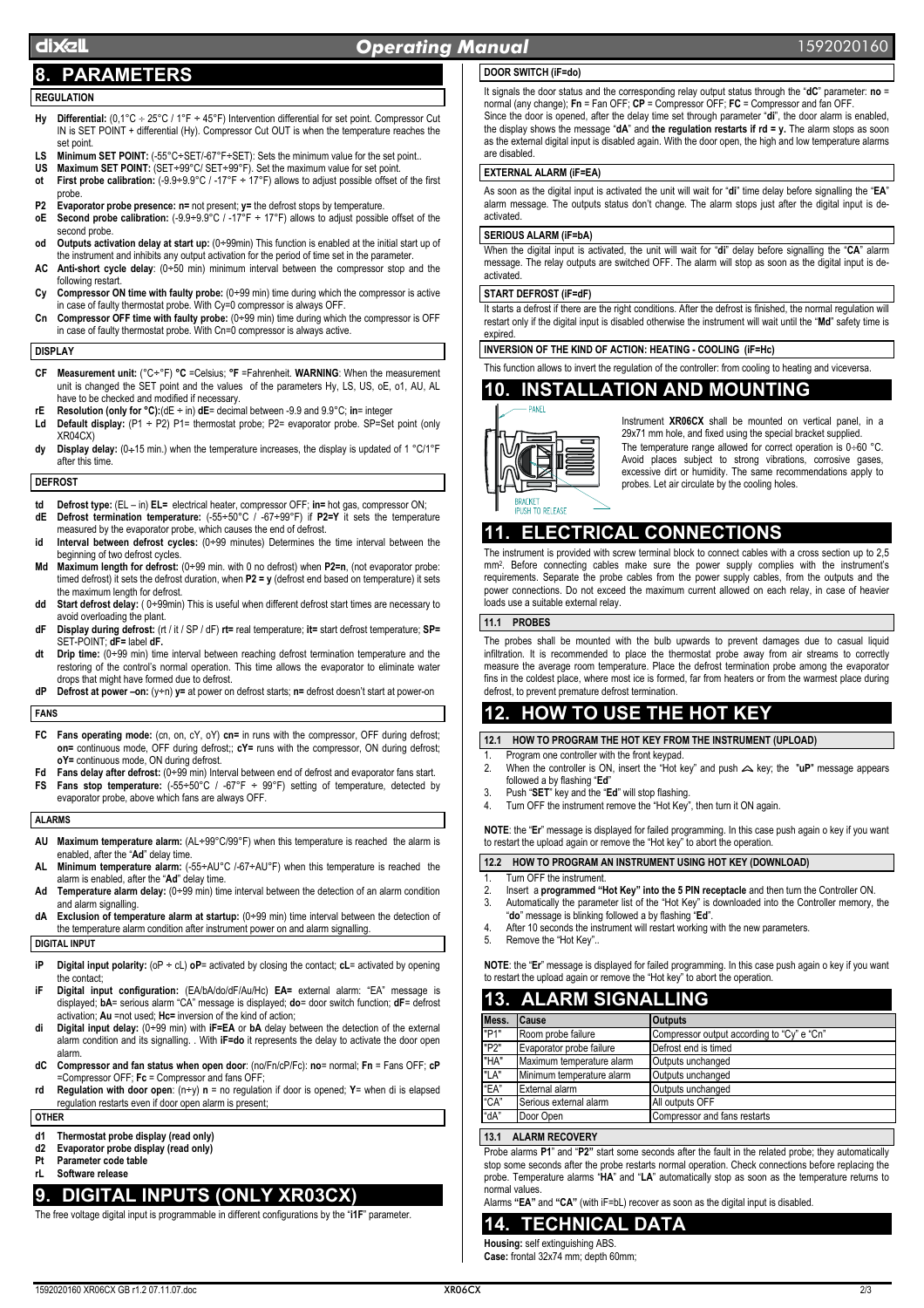# 8. PARAMETERS

## REGULATION

- **Hy Differential:** (0,1°C ÷ 25°C / 1°F ÷ 45°F) Intervention differential for set point. Compressor Cut IN is SET POINT + differential (Hy). Compressor Cut OUT is when the temperature reaches the set point.
- **LS Minimum SET POINT:** (-55°C÷SET/-67°F÷SET): Sets the minimum value for the set point..
- **US Maximum SET POINT:** (SET÷99°C/ SET÷99°F). Set the maximum value for set point.
- **ot First probe calibration:** (-9.9÷9.9°C / -17°F ÷ 17°F) allows to adjust possible offset of the first probe.
- **P2 Evaporator probe presence: n=** not present; **y=** the defrost stops by temperature.
- **oE Second probe calibration:** (-9.9÷9.9°C / -17°F ÷ 17°F) allows to adjust possible offset of the second probe.
- **od Outputs activation delay at start up:** (0÷99min) This function is enabled at the initial start up of the instrument and inhibits any output activation for the period of time set in the parameter.
- **AC Anti-short cycle delay**: (0÷50 min) minimum interval between the compressor stop and the following restart.
- **Cy Compressor ON time with faulty probe:** (0÷99 min) time during which the compressor is active in case of faulty thermostat probe. With Cy=0 compressor is always OFF.
- **Cn Compressor OFF time with faulty probe:** (0÷99 min) time during which the compressor is OFF in case of faulty thermostat probe. With Cn=0 compressor is always active.

## DISPLAY

- **CF Measurement unit:** (°C÷°F) **°C** =Celsius; **°F** =Fahrenheit. **WARNING**: When the measurement unit is changed the SET point and the values of the parameters Hy, LS, US, oE, o1, AU, AL have to be checked and modified if necessary.
- **rE Resolution (only for °C):**(dE ÷ in) **dE**= decimal between -9.9 and 9.9°C; **in**= integer
- **Ld Default display:** (P1 ÷ P2) P1= thermostat probe; P2= evaporator probe. SP=Set point (only XR04CX)
- **dy Display delay:** (0÷15 min.) when the temperature increases, the display is updated of 1 °C/1°F after this time.

## DEFROST

- **td Defrost type:** (EL – in) **EL=** electrical heater, compressor OFF; **in=** hot gas, compressor ON;
- **dE Defrost termination temperature:** (-55÷50°C / -67÷99°F) if **P2=Y** it sets the temperature measured by the evaporator probe, which causes the end of defrost.
- **id Interval between defrost cycles:** (0÷99 minutes) Determines the time interval between the beginning of two defrost cycles.
- **Md Maximum length for defrost:** (0÷99 min. with 0 no defrost) when **P2=n**, (not evaporator probe: timed defrost) it sets the defrost duration, when **P2 = y** (defrost end based on temperature) it sets the maximum length for defrost.
- **dd Start defrost delay:** ( 0÷99min) This is useful when different defrost start times are necessary to avoid overloading the plant.
- **dF Display during defrost:** (rt / it / SP / dF) **rt=** real temperature; **it=** start defrost temperature; **SP=** SET-POINT; **dF=** label **dF.**
- **dt Drip time:** (0÷99 min) time interval between reaching defrost termination temperature and the restoring of the control's normal operation. This time allows the evaporator to eliminate water drops that might have formed due to defrost.
- **dP Defrost at power –on:** (y÷n) **y=** at power on defrost starts; **n=** defrost doesn't start at power-on

## FANS

- **FC Fans operating mode:** (cn, on, cY, oY) **cn=** in runs with the compressor, OFF during defrost; **on=** continuous mode, OFF during defrost;; **cY=** runs with the compressor, ON during defrost; **oY=** continuous mode, ON during defrost.
- **Fd Fans delay after defrost:** (0÷99 min) Interval between end of defrost and evaporator fans start.
- **FS Fans stop temperature:** (-55÷50°C / -67°F ÷ 99°F) setting of temperature, detected by evaporator probe, above which fans are always OFF.

## ALARMS

- **AU Maximum temperature alarm:** (AL÷99°C/99°F) when this temperature is reached the alarm is enabled, after the "**Ad**" delay time.
- **AL Minimum temperature alarm:** (-55÷AU°C /-67÷AU°F) when this temperature is reached the alarm is enabled, after the "**Ad**" delay time.
- **Ad Temperature alarm delay:** (0÷99 min) time interval between the detection of an alarm condition and alarm signalling.
- **dA Exclusion of temperature alarm at startup:** (0÷99 min) time interval between the detection of the temperature alarm condition after instrument power on and alarm signalling.

## DIGITAL INPUT

- **iP Digital input polarity:** (oP ÷ cL) **oP**= activated by closing the contact; **cL**= activated by opening the contact;
- **iF Digital input configuration:** (EA/bA/do/dF/Au/Hc) **EA=** external alarm: "EA" message is displayed; **bA**= serious alarm "CA" message is displayed; **do**= door switch function; **dF**= defrost activation; **Au** =not used; **Hc=** inversion of the kind of action;
- **di Digital input delay:** (0÷99 min) with **iF=EA** or **bA** delay between the detection of the external alarm condition and its signalling. . With **iF=do** it represents the delay to activate the door open alarm.
- **dC Compressor and fan status when open door**: (no/Fn/cP/Fc): **no**= normal; **Fn** = Fans OFF; **cP** =Compressor OFF; **Fc** = Compressor and fans OFF;
- **rd Regulation with door open**: (n÷y) **n** = no regulation if door is opened; **Y**= when di is elapsed regulation restarts even if door open alarm is present;

## OTHER

- **d1 Thermostat probe display (read only)**
- **d2 Evaporator probe display (read only)**
- **Pt Parameter code table**
- **rL Software release**

# 9. DIGITAL INPUTS (ONLY XR03CX)

The free voltage digital input is programmable in different configurations by the "**i1F**" parameter.

## DOOR SWITCH (iF=do)

It signals the door status and the corresponding relay output status through the "**dC**" parameter: **no** = normal (any change); **Fn** = Fan OFF; **CP** = Compressor OFF; **FC** = Compressor and fan OFF.
Since the door is opened, after the delay time set through parameter "**di**", the door alarm is enabled, the display shows the message "**dA**" and **the regulation restarts if rd = y.** The alarm stops as soon as the external digital input is disabled again. With the door open, the high and low temperature alarms are disabled.

## EXTERNAL ALARM (iF=EA)

As soon as the digital input is activated the unit will wait for "**di**" time delay before signalling the "**EA**" alarm message. The outputs status don't change. The alarm stops just after the digital input is de-activated.

## SERIOUS ALARM (iF=bA)

When the digital input is activated, the unit will wait for "**di**" delay before signalling the "**CA**" alarm message. The relay outputs are switched OFF. The alarm will stop as soon as the digital input is de-activated.

## START DEFROST (iF=dF)

It starts a defrost if there are the right conditions. After the defrost is finished, the normal regulation will restart only if the digital input is disabled otherwise the instrument will wait until the "**Md**" safety time is expired.

## INVERSION OF THE KIND OF ACTION: HEATING - COOLING (iF=Hc)

This function allows to invert the regulation of the controller: from cooling to heating and viceversa.

# 10. INSTALLATION AND MOUNTING

PANEL

BRACKET
PUSH TO RELEASE

Instrument **XR06CX** shall be mounted on vertical panel, in a 29x71 mm hole, and fixed using the special bracket supplied.
The temperature range allowed for correct operation is 0÷60 °C. Avoid places subject to strong vibrations, corrosive gases, excessive dirt or humidity. The same recommendations apply to probes. Let air circulate by the cooling holes.

# 11. ELECTRICAL CONNECTIONS

The instrument is provided with screw terminal block to connect cables with a cross section up to 2,5 mm². Before connecting cables make sure the power supply complies with the instrument's requirements. Separate the probe cables from the power supply cables, from the outputs and the power connections. Do not exceed the maximum current allowed on each relay, in case of heavier loads use a suitable external relay.

## 11.1 PROBES

The probes shall be mounted with the bulb upwards to prevent damages due to casual liquid infiltration. It is recommended to place the thermostat probe away from air streams to correctly measure the average room temperature. Place the defrost termination probe among the evaporator fins in the coldest place, where most ice is formed, far from heaters or from the warmest place during defrost, to prevent premature defrost termination.

# 12. HOW TO USE THE HOT KEY

## 12.1 HOW TO PROGRAM THE HOT KEY FROM THE INSTRUMENT (UPLOAD)

1. Program one controller with the front keypad.
2. When the controller is ON, insert the "Hot key" and push ⌃ key; the "**uP**" message appears followed a by flashing "**Ed**"
3. Push "**SET**" key and the "**Ed**" will stop flashing.
4. Turn OFF the instrument remove the "Hot Key", then turn it ON again.

**NOTE**: the "**Er**" message is displayed for failed programming. In this case push again o key if you want to restart the upload again or remove the "Hot key" to abort the operation.

## 12.2 HOW TO PROGRAM AN INSTRUMENT USING HOT KEY (DOWNLOAD)

1. Turn OFF the instrument.
2. Insert a **programmed "Hot Key" into the 5 PIN receptacle** and then turn the Controller ON.
3. Automatically the parameter list of the "Hot Key" is downloaded into the Controller memory, the "**do**" message is blinking followed a by flashing "**Ed**".
4. After 10 seconds the instrument will restart working with the new parameters.
5. Remove the "Hot Key"..

**NOTE**: the "**Er**" message is displayed for failed programming. In this case push again o key if you want to restart the upload again or remove the "Hot key" to abort the operation.

# 13. ALARM SIGNALLING

| Mess. | Cause | Outputs |
|---|---|---|
| "P1" | Room probe failure | Compressor output according to "Cy" e "Cn" |
| "P2" | Evaporator probe failure | Defrost end is timed |
| "HA" | Maximum temperature alarm | Outputs unchanged |
| "LA" | Minimum temperature alarm | Outputs unchanged |
| "EA" | External alarm | Outputs unchanged |
| "CA" | Serious external alarm | All outputs OFF |
| "dA" | Door Open | Compressor and fans restarts |

## 13.1 ALARM RECOVERY

Probe alarms **P1**" and "**P2"** start some seconds after the fault in the related probe; they automatically stop some seconds after the probe restarts normal operation. Check connections before replacing the probe. Temperature alarms "**HA**" and "**LA**" automatically stop as soon as the temperature returns to normal values.
Alarms **"EA"** and **"CA"** (with iF=bL) recover as soon as the digital input is disabled.

# 14. TECHNICAL DATA

**Housing:** self extinguishing ABS.
**Case:** frontal 32x74 mm; depth 60mm;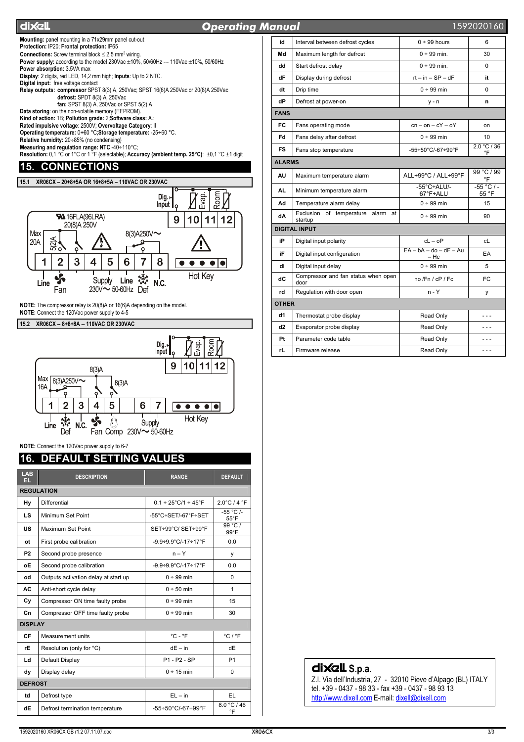**Mounting:** panel mounting in a 71x29mm panel cut-out
**Protection:** IP20; **Frontal protection:** IP65
**Connections:** Screw terminal block ≤ 2,5 mm² wiring.
**Power supply:** according to the model 230Vac ±10%, 50/60Hz --- 110Vac ±10%, 50/60Hz
**Power absorption:** 3.5VA max
**Display**: 2 digits, red LED, 14,2 mm high; **Inputs**: Up to 2 NTC.
**Digital input:** free voltage contact
**Relay outputs:** **compressor** SPST 8(3) A, 250Vac; SPST 16(6)A 250Vac or 20(8)A 250Vac
**defrost:** SPDT 8(3) A, 250Vac
**fan:** SPST 8(3) A, 250Vac or SPST 5(2) A
**Data storing**: on the non-volatile memory (EEPROM).
**Kind of action:** 1B; **Pollution grade:** 2;**Software class:** A.;
**Rated impulsive voltage**: 2500V; **Overvoltage Category**: II
**Operating temperature:** 0÷60 °C;**Storage temperature:** -25÷60 °C.
**Relative humidity:** 20÷85% (no condensing)
**Measuring and regulation range: NTC** -40÷110°C;
**Resolution:** 0,1 °C or 1°C or 1 °F (selectable); **Accuracy (ambient temp. 25°C)**: ±0,1 °C ±1 digit

# 15. CONNECTIONS

## 15.1 XR06CX – 20+8+5A OR 16+8+5A – 110VAC OR 230VAC

Dig. Input Evap. Room
9 10 11 12
16FLA(96LRA) 20(8)A 250V
Max 20A 5(2)A 8(3)A250V~
1 2 3 4 5 6 7 8
Hot Key
Line Fan Supply 230V~ 50-60Hz Line Def N.C.

**NOTE:** The compressor relay is 20(8)A or 16(6)A depending on the model.
**NOTE:** Connect the 120Vac power supply to 4-5

## 15.2 XR06CX – 8+8+8A – 110VAC OR 230VAC

Dig. Input Evap. Room
9 10 11 12
8(3)A
Max 16A 8(3)A250V~ 8(3)A
1 2 3 4 5 6 7
Hot Key
Line Def N.C. Fan Comp Supply 230V~ 50-60Hz

**NOTE:** Connect the 120Vac power supply to 6-7

# 16. DEFAULT SETTING VALUES

| LABEL | DESCRIPTION | RANGE | DEFAULT |
|---|---|---|---|
| **REGULATION** | | | |
| **Hy** | Differential | 0.1 ÷ 25°C/1 ÷ 45°F | 2.0°C / 4 °F |
| **LS** | Minimum Set Point | -55°C÷SET/-67°F÷SET | -55 °C /-55°F |
| **US** | Maximum Set Point | SET÷99°C/ SET÷99°F | 99 °C / 99°F |
| **ot** | First probe calibration | -9.9÷9.9°C/-17÷17°F | 0.0 |
| **P2** | Second probe presence | n – Y | y |
| **oE** | Second probe calibration | -9.9÷9.9°C/-17÷17°F | 0.0 |
| **od** | Outputs activation delay at start up | 0 ÷ 99 min | 0 |
| **AC** | Anti-short cycle delay | 0 ÷ 50 min | 1 |
| **Cy** | Compressor ON time faulty probe | 0 ÷ 99 min | 15 |
| **Cn** | Compressor OFF time faulty probe | 0 ÷ 99 min | 30 |
| **DISPLAY** | | | |
| **CF** | Measurement units | °C - °F | °C / °F |
| **rE** | Resolution (only for °C) | dE – in | dE |
| **Ld** | Default Display | P1 - P2 - SP | P1 |
| **dy** | Display delay | 0 ÷ 15 min | 0 |
| **DEFROST** | | | |
| **td** | Defrost type | EL – in | EL |
| **dE** | Defrost termination temperature | -55÷50°C/-67÷99°F | 8.0 °C / 46 °F |
| **id** | Interval between defrost cycles | 0 ÷ 99 hours | 6 |
| **Md** | Maximum length for defrost | 0 ÷ 99 min. | 30 |
| **dd** | Start defrost delay | 0 ÷ 99 min. | 0 |
| **dF** | Display during defrost | rt – in – SP – dF | **it** |
| **dt** | Drip time | 0 ÷ 99 min | 0 |
| **dP** | Defrost at power-on | y - n | **n** |
| **FANS** | | | |
| **FC** | Fans operating mode | cn – on – cY – oY | on |
| **Fd** | Fans delay after defrost | 0 ÷ 99 min | 10 |
| **FS** | Fans stop temperature | -55÷50°C/-67÷99°F | 2.0 °C / 36 °F |
| **ALARMS** | | | |
| **AU** | Maximum temperature alarm | ALL÷99°C / ALL÷99°F | 99 °C / 99 °F |
| **AL** | Minimum temperature alarm | -55°C÷ALU/-67°F÷ALU | -55 °C / -55 °F |
| **Ad** | Temperature alarm delay | 0 ÷ 99 min | 15 |
| **dA** | Exclusion of temperature alarm at startup | 0 ÷ 99 min | 90 |
| **DIGITAL INPUT** | | | |
| **iP** | Digital input polarity | cL – oP | cL |
| **iF** | Digital input configuration | EA – bA – do – dF – Au – Hc | EA |
| **di** | Digital input delay | 0 ÷ 99 min | 5 |
| **dC** | Compressor and fan status when open door | no /Fn / cP / Fc | FC |
| **rd** | Regulation with door open | n - Y | y |
| **OTHER** | | | |
| **d1** | Thermostat probe display | Read Only | - - - |
| **d2** | Evaporator probe display | Read Only | - - - |
| **Pt** | Parameter code table | Read Only | - - - |
| **rL** | Firmware release | Read Only | - - - |

**dixell S.p.a.**
Z.I. Via dell'Industria, 27 - 32010 Pieve d'Alpago (BL) ITALY
tel. +39 - 0437 - 98 33 - fax +39 - 0437 - 98 93 13
http://www.dixell.com E-mail: dixell@dixell.com